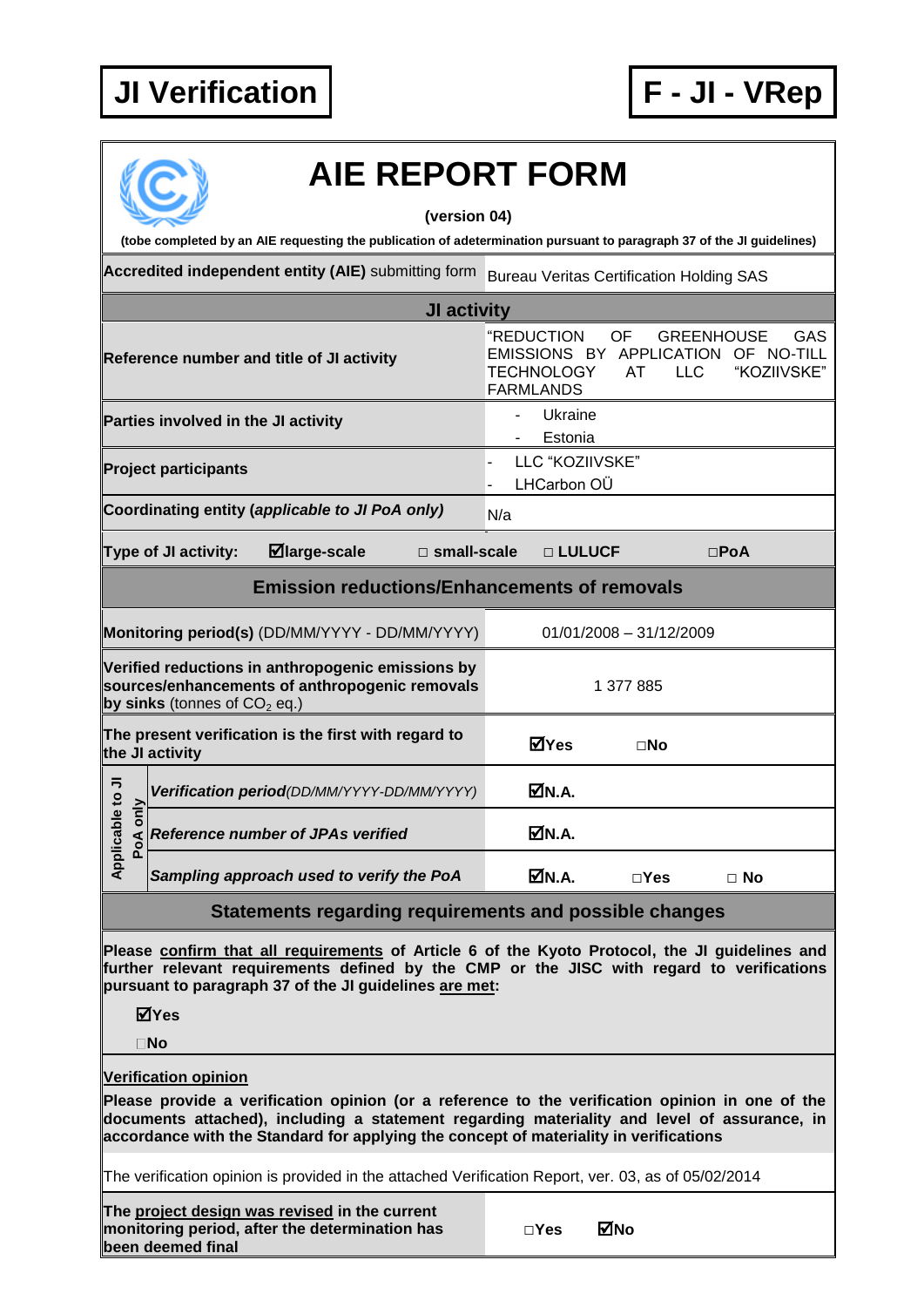**JI Verification** | **F - JI - VRep**

# AIE REPORT FORM

**(version 04)**

**(tobe completed by an AIE requesting the publication of adetermination pursuant to paragraph 37 of the JI guidelines)**

| | |
|---|---|
| **Accredited independent entity (AIE)** submitting form | Bureau Veritas Certification Holding SAS |
| **JI activity** | |
| **Reference number and title of JI activity** | "REDUCTION OF GREENHOUSE GAS EMISSIONS BY APPLICATION OF NO-TILL TECHNOLOGY AT LLC "KOZIIVSKE" FARMLANDS |
| **Parties involved in the JI activity** | - Ukraine<br>- Estonia |
| **Project participants** | - LLC "KOZIIVSKE"<br>- LHCarbon OÜ |
| **Coordinating entity (*applicable to JI PoA only*)** | N/a |
| **Type of JI activity:** ☑**large-scale** □ **small-scale** □ **LULUCF** □**PoA** | |
| **Emission reductions/Enhancements of removals** | |
| **Monitoring period(s)** (DD/MM/YYYY - DD/MM/YYYY) | 01/01/2008 – 31/12/2009 |
| **Verified reductions in anthropogenic emissions by sources/enhancements of anthropogenic removals by sinks** (tonnes of $CO_2$ eq.) | 1 377 885 |
| **The present verification is the first with regard to the JI activity** | ☑**Yes** □**No** |
| Applicable to JI PoA only: ***Verification period****(DD/MM/YYYY-DD/MM/YYYY)* | ☑**N.A.** |
| Applicable to JI PoA only: ***Reference number of JPAs verified*** | ☑**N.A.** |
| Applicable to JI PoA only: ***Sampling approach used to verify the PoA*** | ☑**N.A.** □**Yes** □ **No** |
| **Statements regarding requirements and possible changes** | |

**Please <u>confirm that all requirements</u> of Article 6 of the Kyoto Protocol, the JI guidelines and further relevant requirements defined by the CMP or the JISC with regard to verifications pursuant to paragraph 37 of the JI guidelines <u>are met</u>:**

☑**Yes**

□**No**

**<u>Verification opinion</u>**

**Please provide a verification opinion (or a reference to the verification opinion in one of the documents attached), including a statement regarding materiality and level of assurance, in accordance with the Standard for applying the concept of materiality in verifications**

The verification opinion is provided in the attached Verification Report, ver. 03, as of 05/02/2014

| | |
|---|---|
| **The <u>project design was revised</u> in the current monitoring period, after the determination has been deemed final** | □**Yes** ☑**No** |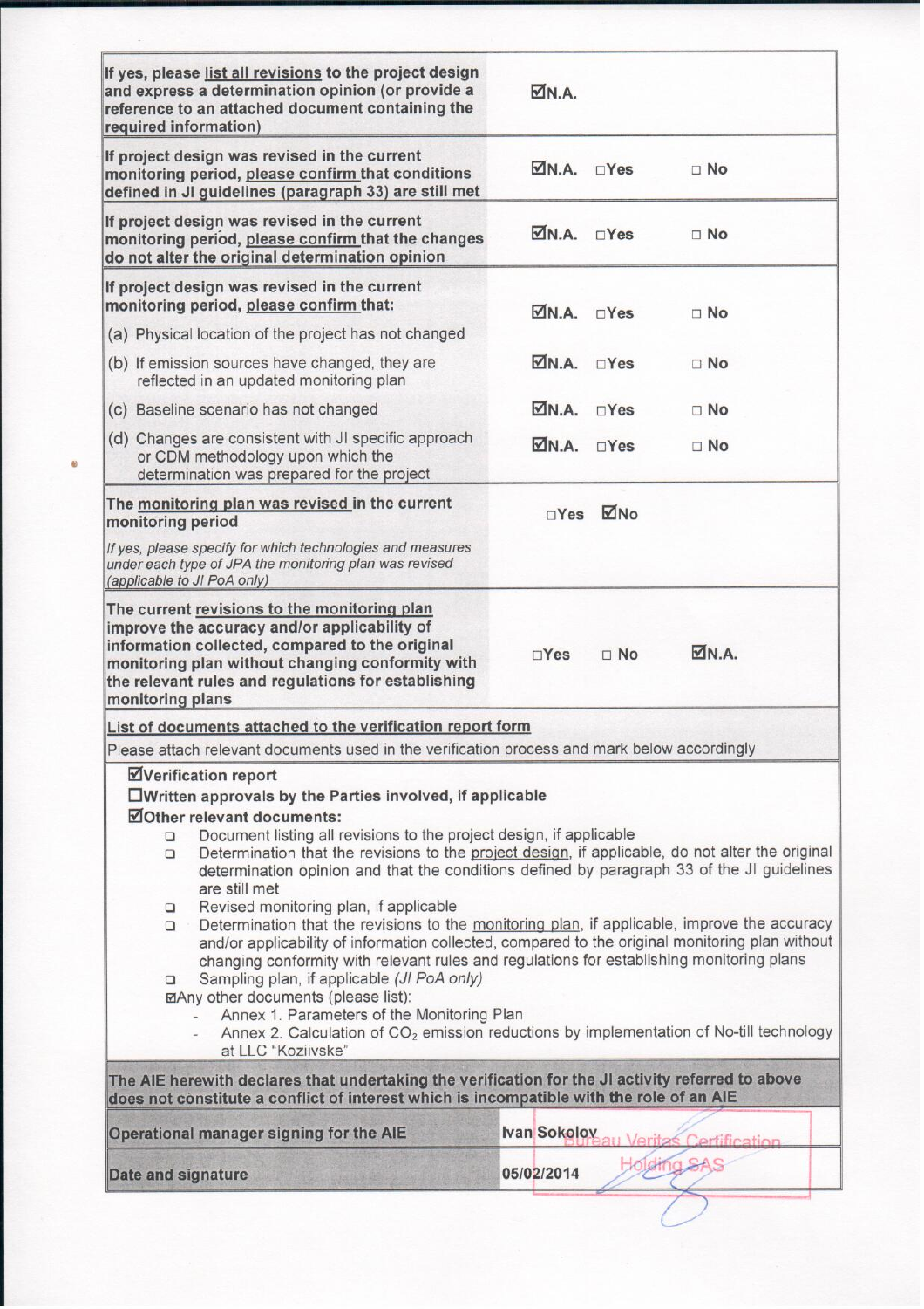| | |
|---|---|
| If yes, please list all revisions to the project design and express a determination opinion (or provide a reference to an attached document containing the required information) | ☑N.A. |
| If project design was revised in the current monitoring period, please confirm that conditions defined in JI guidelines (paragraph 33) are still met | ☑N.A. ☐Yes ☐ No |
| If project design was revised in the current monitoring period, please confirm that the changes do not alter the original determination opinion | ☑N.A. ☐Yes ☐ No |
| If project design was revised in the current monitoring period, please confirm that:<br>(a) Physical location of the project has not changed | ☑N.A. ☐Yes ☐ No |
| (b) If emission sources have changed, they are reflected in an updated monitoring plan | ☑N.A. ☐Yes ☐ No |
| (c) Baseline scenario has not changed | ☑N.A. ☐Yes ☐ No |
| (d) Changes are consistent with JI specific approach or CDM methodology upon which the determination was prepared for the project | ☑N.A. ☐Yes ☐ No |
| The monitoring plan was revised in the current monitoring period<br>*If yes, please specify for which technologies and measures under each type of JPA the monitoring plan was revised (applicable to JI PoA only)* | ☐Yes ☑No |
| The current revisions to the monitoring plan improve the accuracy and/or applicability of information collected, compared to the original monitoring plan without changing conformity with the relevant rules and regulations for establishing monitoring plans | ☐Yes ☐ No ☑N.A. |

**List of documents attached to the verification report form**

Please attach relevant documents used in the verification process and mark below accordingly

☑**Verification report**

☐**Written approvals by the Parties involved, if applicable**

☑**Other relevant documents:**

- ☐ Document listing all revisions to the project design, if applicable
- ☐ Determination that the revisions to the project design, if applicable, do not alter the original determination opinion and that the conditions defined by paragraph 33 of the JI guidelines are still met
- ☐ Revised monitoring plan, if applicable
- ☐ Determination that the revisions to the monitoring plan, if applicable, improve the accuracy and/or applicability of information collected, compared to the original monitoring plan without changing conformity with relevant rules and regulations for establishing monitoring plans
- ☐ Sampling plan, if applicable *(JI PoA only)*

☑Any other documents (please list):

- Annex 1. Parameters of the Monitoring Plan
- Annex 2. Calculation of $CO_2$ emission reductions by implementation of No-till technology at LLC "Koziivske"

**The AIE herewith declares that undertaking the verification for the JI activity referred to above does not constitute a conflict of interest which is incompatible with the role of an AIE**

| | |
|---|---|
| Operational manager signing for the AIE | Ivan Sokolov |
| Date and signature | 05/02/2014 |

Bureau Veritas Certification Holding SAS